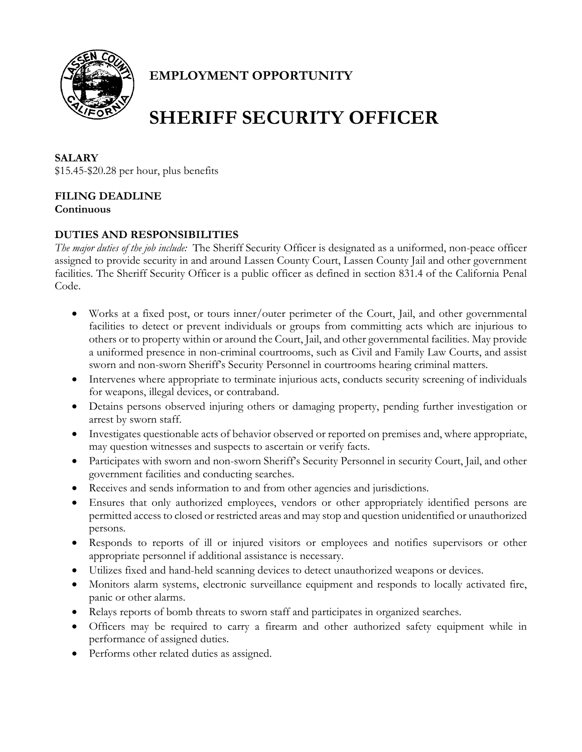**EMPLOYMENT OPPORTUNITY**

# SHERIFF SECURITY OFFICER

**SALARY**
$15.45-$20.28 per hour, plus benefits

**FILING DEADLINE**
**Continuous**

**DUTIES AND RESPONSIBILITIES**

*The major duties of the job include:* The Sheriff Security Officer is designated as a uniformed, non-peace officer assigned to provide security in and around Lassen County Court, Lassen County Jail and other government facilities. The Sheriff Security Officer is a public officer as defined in section 831.4 of the California Penal Code.

- Works at a fixed post, or tours inner/outer perimeter of the Court, Jail, and other governmental facilities to detect or prevent individuals or groups from committing acts which are injurious to others or to property within or around the Court, Jail, and other governmental facilities. May provide a uniformed presence in non-criminal courtrooms, such as Civil and Family Law Courts, and assist sworn and non-sworn Sheriff's Security Personnel in courtrooms hearing criminal matters.
- Intervenes where appropriate to terminate injurious acts, conducts security screening of individuals for weapons, illegal devices, or contraband.
- Detains persons observed injuring others or damaging property, pending further investigation or arrest by sworn staff.
- Investigates questionable acts of behavior observed or reported on premises and, where appropriate, may question witnesses and suspects to ascertain or verify facts.
- Participates with sworn and non-sworn Sheriff's Security Personnel in security Court, Jail, and other government facilities and conducting searches.
- Receives and sends information to and from other agencies and jurisdictions.
- Ensures that only authorized employees, vendors or other appropriately identified persons are permitted access to closed or restricted areas and may stop and question unidentified or unauthorized persons.
- Responds to reports of ill or injured visitors or employees and notifies supervisors or other appropriate personnel if additional assistance is necessary.
- Utilizes fixed and hand-held scanning devices to detect unauthorized weapons or devices.
- Monitors alarm systems, electronic surveillance equipment and responds to locally activated fire, panic or other alarms.
- Relays reports of bomb threats to sworn staff and participates in organized searches.
- Officers may be required to carry a firearm and other authorized safety equipment while in performance of assigned duties.
- Performs other related duties as assigned.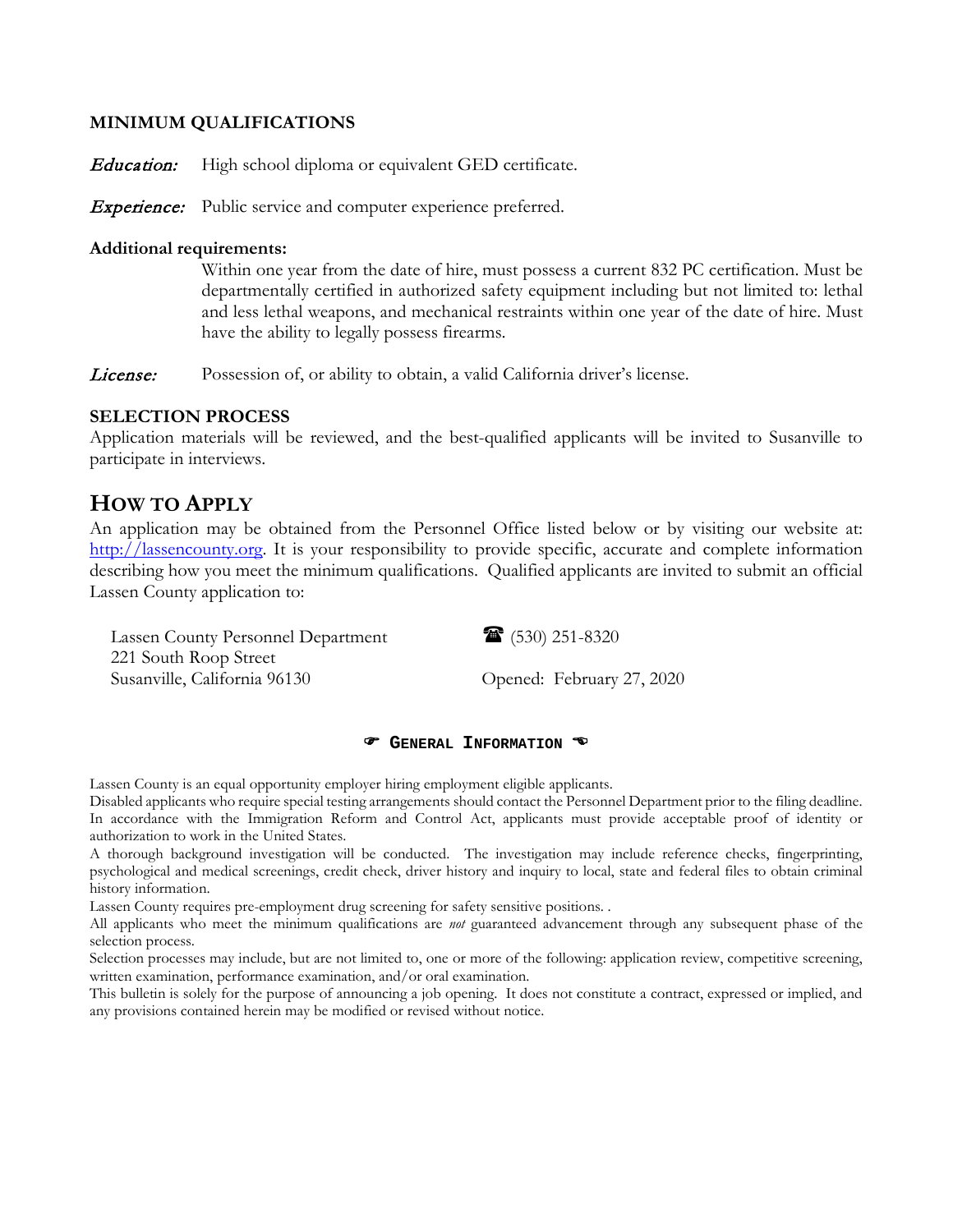### MINIMUM QUALIFICATIONS

***Education:*** High school diploma or equivalent GED certificate.

***Experience:*** Public service and computer experience preferred.

**Additional requirements:**

Within one year from the date of hire, must possess a current 832 PC certification. Must be departmentally certified in authorized safety equipment including but not limited to: lethal and less lethal weapons, and mechanical restraints within one year of the date of hire. Must have the ability to legally possess firearms.

***License:*** Possession of, or ability to obtain, a valid California driver's license.

### SELECTION PROCESS

Application materials will be reviewed, and the best-qualified applicants will be invited to Susanville to participate in interviews.

## HOW TO APPLY

An application may be obtained from the Personnel Office listed below or by visiting our website at: [http://lassencounty.org](http://lassencounty.org). It is your responsibility to provide specific, accurate and complete information describing how you meet the minimum qualifications. Qualified applicants are invited to submit an official Lassen County application to:

Lassen County Personnel Department
221 South Roop Street
Susanville, California 96130

☎ (530) 251-8320

Opened: February 27, 2020

### ☛ GENERAL INFORMATION ☚

Lassen County is an equal opportunity employer hiring employment eligible applicants.

Disabled applicants who require special testing arrangements should contact the Personnel Department prior to the filing deadline.

In accordance with the Immigration Reform and Control Act, applicants must provide acceptable proof of identity or authorization to work in the United States.

A thorough background investigation will be conducted. The investigation may include reference checks, fingerprinting, psychological and medical screenings, credit check, driver history and inquiry to local, state and federal files to obtain criminal history information.

Lassen County requires pre-employment drug screening for safety sensitive positions. .

All applicants who meet the minimum qualifications are *not* guaranteed advancement through any subsequent phase of the selection process.

Selection processes may include, but are not limited to, one or more of the following: application review, competitive screening, written examination, performance examination, and/or oral examination.

This bulletin is solely for the purpose of announcing a job opening. It does not constitute a contract, expressed or implied, and any provisions contained herein may be modified or revised without notice.